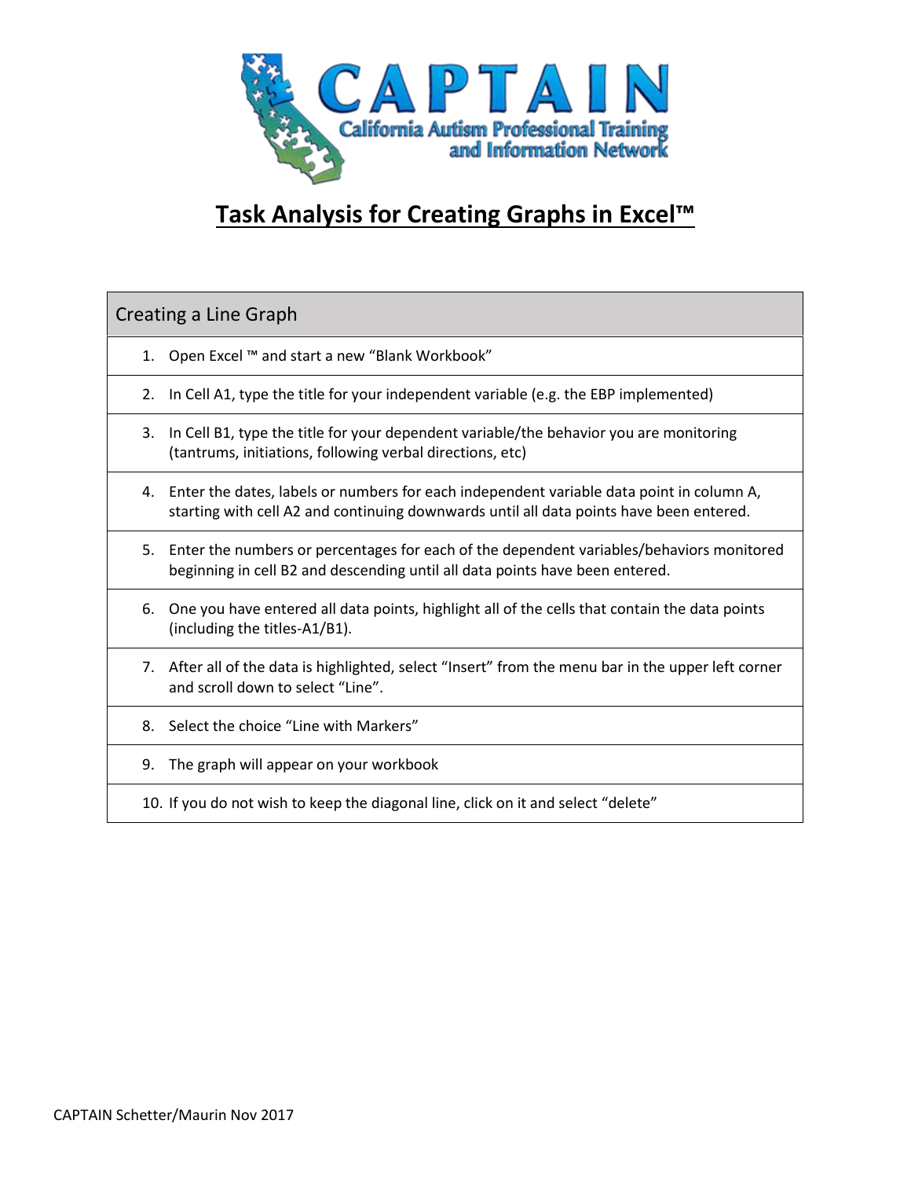CAPTAIN
California Autism Professional Training and Information Network

# Task Analysis for Creating Graphs in Excel™

| Creating a Line Graph |
| --- |
| 1. Open Excel ™ and start a new "Blank Workbook" |
| 2. In Cell A1, type the title for your independent variable (e.g. the EBP implemented) |
| 3. In Cell B1, type the title for your dependent variable/the behavior you are monitoring (tantrums, initiations, following verbal directions, etc) |
| 4. Enter the dates, labels or numbers for each independent variable data point in column A, starting with cell A2 and continuing downwards until all data points have been entered. |
| 5. Enter the numbers or percentages for each of the dependent variables/behaviors monitored beginning in cell B2 and descending until all data points have been entered. |
| 6. One you have entered all data points, highlight all of the cells that contain the data points (including the titles-A1/B1). |
| 7. After all of the data is highlighted, select "Insert" from the menu bar in the upper left corner and scroll down to select "Line". |
| 8. Select the choice "Line with Markers" |
| 9. The graph will appear on your workbook |
| 10. If you do not wish to keep the diagonal line, click on it and select "delete" |

CAPTAIN Schetter/Maurin Nov 2017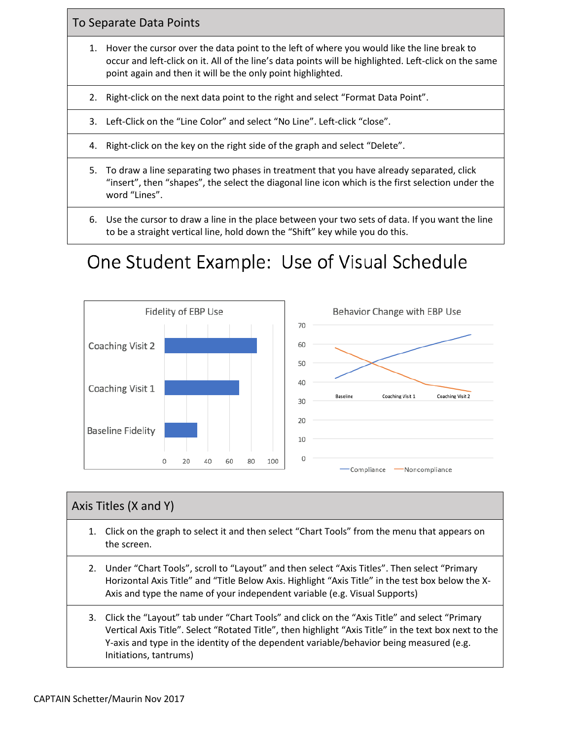## To Separate Data Points

1. Hover the cursor over the data point to the left of where you would like the line break to occur and left-click on it. All of the line's data points will be highlighted. Left-click on the same point again and then it will be the only point highlighted.
2. Right-click on the next data point to the right and select "Format Data Point".
3. Left-Click on the "Line Color" and select "No Line". Left-click "close".
4. Right-click on the key on the right side of the graph and select "Delete".
5. To draw a line separating two phases in treatment that you have already separated, click "insert", then "shapes", the select the diagonal line icon which is the first selection under the word "Lines".
6. Use the cursor to draw a line in the place between your two sets of data. If you want the line to be a straight vertical line, hold down the "Shift" key while you do this.

# One Student Example: Use of Visual Schedule

Fidelity of EBP Use

Coaching Visit 2

Coaching Visit 1

Baseline Fidelity

0 20 40 60 80 100

Behavior Change with EBP Use

70 60 50 40 30 20 10 0

Baseline Coaching Visit 1 Coaching Visit 2

Compliance Noncompliance

## Axis Titles (X and Y)

1. Click on the graph to select it and then select "Chart Tools" from the menu that appears on the screen.
2. Under "Chart Tools", scroll to "Layout" and then select "Axis Titles". Then select "Primary Horizontal Axis Title" and "Title Below Axis. Highlight "Axis Title" in the test box below the X-Axis and type the name of your independent variable (e.g. Visual Supports)
3. Click the "Layout" tab under "Chart Tools" and click on the "Axis Title" and select "Primary Vertical Axis Title". Select "Rotated Title", then highlight "Axis Title" in the text box next to the Y-axis and type in the identity of the dependent variable/behavior being measured (e.g. Initiations, tantrums)

CAPTAIN Schetter/Maurin Nov 2017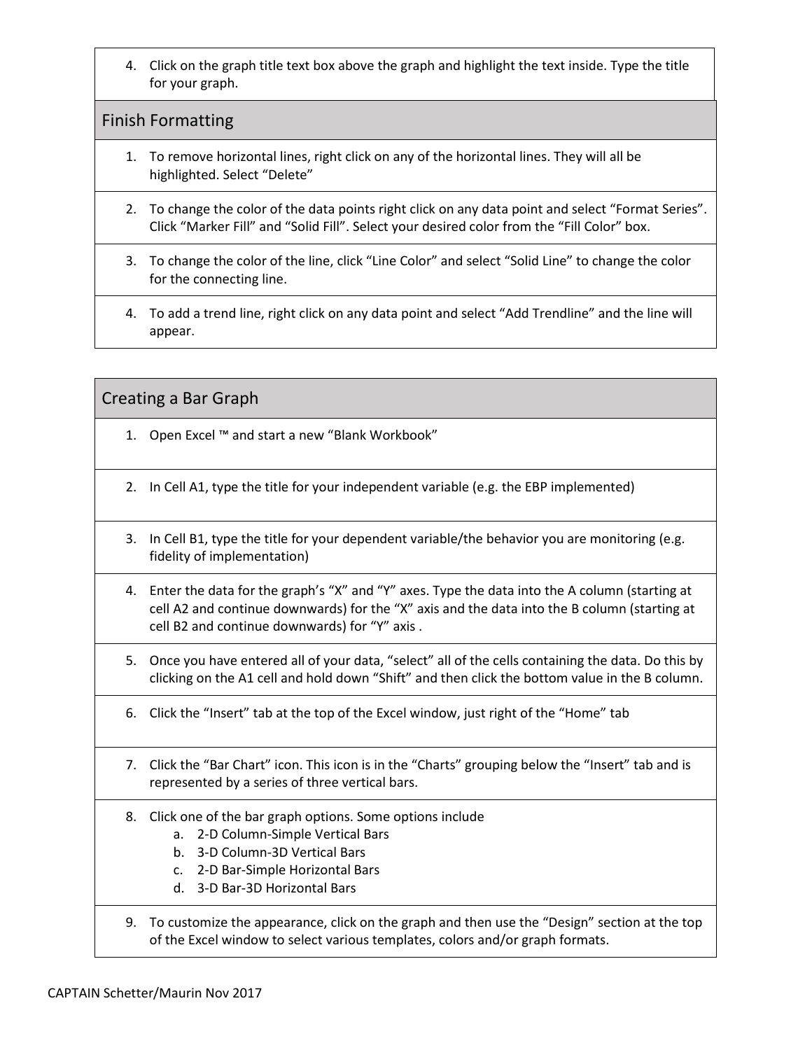4. Click on the graph title text box above the graph and highlight the text inside. Type the title for your graph.

## Finish Formatting

1. To remove horizontal lines, right click on any of the horizontal lines. They will all be highlighted. Select “Delete”
2. To change the color of the data points right click on any data point and select “Format Series”. Click “Marker Fill” and “Solid Fill”. Select your desired color from the “Fill Color” box.
3. To change the color of the line, click “Line Color” and select “Solid Line” to change the color for the connecting line.
4. To add a trend line, right click on any data point and select “Add Trendline” and the line will appear.

## Creating a Bar Graph

1. Open Excel ™ and start a new “Blank Workbook”
2. In Cell A1, type the title for your independent variable (e.g. the EBP implemented)
3. In Cell B1, type the title for your dependent variable/the behavior you are monitoring (e.g. fidelity of implementation)
4. Enter the data for the graph’s “X” and “Y” axes. Type the data into the A column (starting at cell A2 and continue downwards) for the “X” axis and the data into the B column (starting at cell B2 and continue downwards) for “Y” axis .
5. Once you have entered all of your data, “select” all of the cells containing the data. Do this by clicking on the A1 cell and hold down “Shift” and then click the bottom value in the B column.
6. Click the “Insert” tab at the top of the Excel window, just right of the “Home” tab
7. Click the “Bar Chart” icon. This icon is in the “Charts” grouping below the “Insert” tab and is represented by a series of three vertical bars.
8. Click one of the bar graph options. Some options include
   a. 2-D Column-Simple Vertical Bars
   b. 3-D Column-3D Vertical Bars
   c. 2-D Bar-Simple Horizontal Bars
   d. 3-D Bar-3D Horizontal Bars
9. To customize the appearance, click on the graph and then use the “Design” section at the top of the Excel window to select various templates, colors and/or graph formats.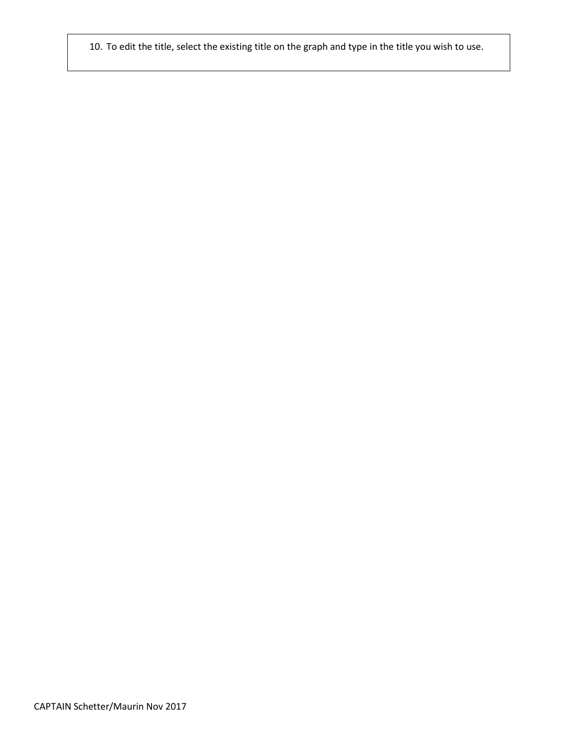10. To edit the title, select the existing title on the graph and type in the title you wish to use.